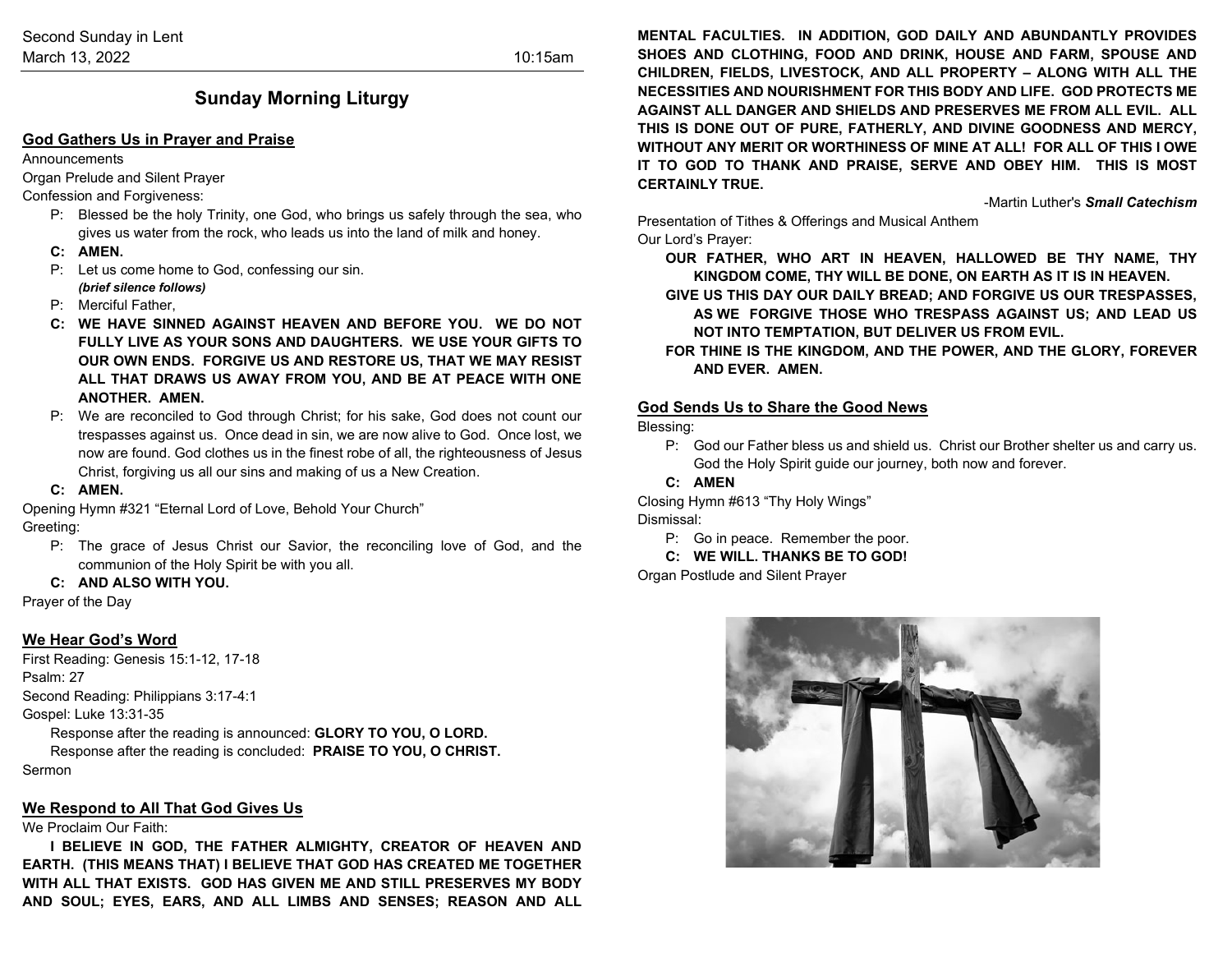Second Sunday in Lent
March 13, 2022 10:15am

# Sunday Morning Liturgy

## God Gathers Us in Prayer and Praise

Announcements

Organ Prelude and Silent Prayer

Confession and Forgiveness:

P: Blessed be the holy Trinity, one God, who brings us safely through the sea, who gives us water from the rock, who leads us into the land of milk and honey.

**C: AMEN.**

P: Let us come home to God, confessing our sin.
***(brief silence follows)***

P: Merciful Father,

**C: WE HAVE SINNED AGAINST HEAVEN AND BEFORE YOU. WE DO NOT FULLY LIVE AS YOUR SONS AND DAUGHTERS. WE USE YOUR GIFTS TO OUR OWN ENDS. FORGIVE US AND RESTORE US, THAT WE MAY RESIST ALL THAT DRAWS US AWAY FROM YOU, AND BE AT PEACE WITH ONE ANOTHER. AMEN.**

P: We are reconciled to God through Christ; for his sake, God does not count our trespasses against us. Once dead in sin, we are now alive to God. Once lost, we now are found. God clothes us in the finest robe of all, the righteousness of Jesus Christ, forgiving us all our sins and making of us a New Creation.

**C: AMEN.**

Opening Hymn #321 "Eternal Lord of Love, Behold Your Church"

Greeting:

P: The grace of Jesus Christ our Savior, the reconciling love of God, and the communion of the Holy Spirit be with you all.

**C: AND ALSO WITH YOU.**

Prayer of the Day

## We Hear God's Word

First Reading: Genesis 15:1-12, 17-18

Psalm: 27

Second Reading: Philippians 3:17-4:1

Gospel: Luke 13:31-35

Response after the reading is announced: **GLORY TO YOU, O LORD.**

Response after the reading is concluded: **PRAISE TO YOU, O CHRIST.**

Sermon

## We Respond to All That God Gives Us

We Proclaim Our Faith:

**I BELIEVE IN GOD, THE FATHER ALMIGHTY, CREATOR OF HEAVEN AND EARTH. (THIS MEANS THAT) I BELIEVE THAT GOD HAS CREATED ME TOGETHER WITH ALL THAT EXISTS. GOD HAS GIVEN ME AND STILL PRESERVES MY BODY AND SOUL; EYES, EARS, AND ALL LIMBS AND SENSES; REASON AND ALL MENTAL FACULTIES. IN ADDITION, GOD DAILY AND ABUNDANTLY PROVIDES SHOES AND CLOTHING, FOOD AND DRINK, HOUSE AND FARM, SPOUSE AND CHILDREN, FIELDS, LIVESTOCK, AND ALL PROPERTY – ALONG WITH ALL THE NECESSITIES AND NOURISHMENT FOR THIS BODY AND LIFE. GOD PROTECTS ME AGAINST ALL DANGER AND SHIELDS AND PRESERVES ME FROM ALL EVIL. ALL THIS IS DONE OUT OF PURE, FATHERLY, AND DIVINE GOODNESS AND MERCY, WITHOUT ANY MERIT OR WORTHINESS OF MINE AT ALL! FOR ALL OF THIS I OWE IT TO GOD TO THANK AND PRAISE, SERVE AND OBEY HIM. THIS IS MOST CERTAINLY TRUE.**

-Martin Luther's ***Small Catechism***

Presentation of Tithes & Offerings and Musical Anthem

Our Lord's Prayer:

**OUR FATHER, WHO ART IN HEAVEN, HALLOWED BE THY NAME, THY KINGDOM COME, THY WILL BE DONE, ON EARTH AS IT IS IN HEAVEN.**
**GIVE US THIS DAY OUR DAILY BREAD; AND FORGIVE US OUR TRESPASSES, AS WE FORGIVE THOSE WHO TRESPASS AGAINST US; AND LEAD US NOT INTO TEMPTATION, BUT DELIVER US FROM EVIL.**
**FOR THINE IS THE KINGDOM, AND THE POWER, AND THE GLORY, FOREVER AND EVER. AMEN.**

## God Sends Us to Share the Good News

Blessing:

P: God our Father bless us and shield us. Christ our Brother shelter us and carry us. God the Holy Spirit guide our journey, both now and forever.

**C: AMEN**

Closing Hymn #613 "Thy Holy Wings"

Dismissal:

P: Go in peace. Remember the poor.

**C: WE WILL. THANKS BE TO GOD!**

Organ Postlude and Silent Prayer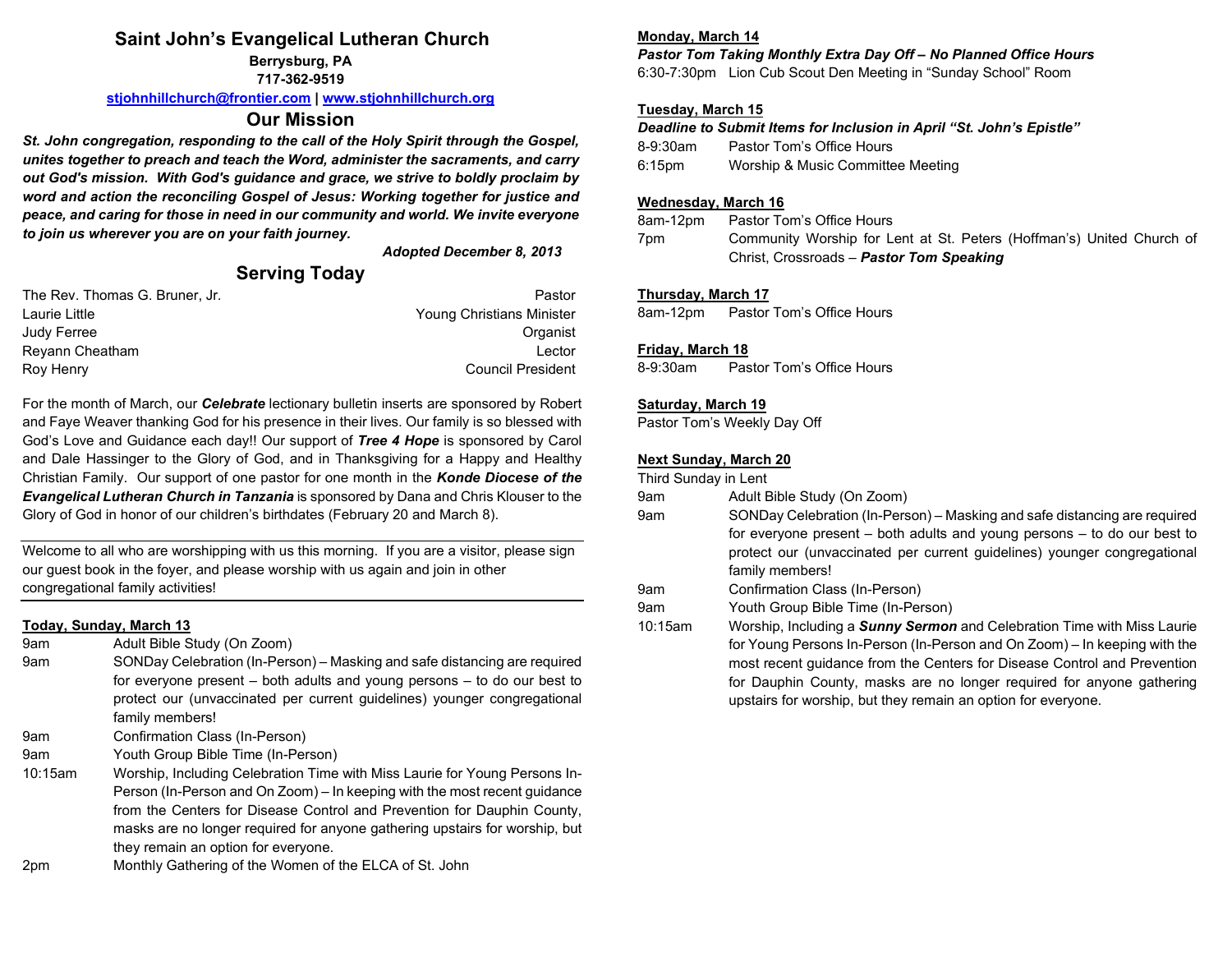# Saint John's Evangelical Lutheran Church

**Berrysburg, PA**
**717-362-9519**

**stjohnhillchurch@frontier.com | www.stjohnhillchurch.org**

## Our Mission

***St. John congregation, responding to the call of the Holy Spirit through the Gospel, unites together to preach and teach the Word, administer the sacraments, and carry out God's mission. With God's guidance and grace, we strive to boldly proclaim by word and action the reconciling Gospel of Jesus: Working together for justice and peace, and caring for those in need in our community and world. We invite everyone to join us wherever you are on your faith journey.***

***Adopted December 8, 2013***

## Serving Today

| | |
|---|---|
| The Rev. Thomas G. Bruner, Jr. | Pastor |
| Laurie Little | Young Christians Minister |
| Judy Ferree | Organist |
| Reyann Cheatham | Lector |
| Roy Henry | Council President |

For the month of March, our ***Celebrate*** lectionary bulletin inserts are sponsored by Robert and Faye Weaver thanking God for his presence in their lives. Our family is so blessed with God's Love and Guidance each day!! Our support of ***Tree 4 Hope*** is sponsored by Carol and Dale Hassinger to the Glory of God, and in Thanksgiving for a Happy and Healthy Christian Family. Our support of one pastor for one month in the ***Konde Diocese of the Evangelical Lutheran Church in Tanzania*** is sponsored by Dana and Chris Klouser to the Glory of God in honor of our children's birthdates (February 20 and March 8).

---

Welcome to all who are worshipping with us this morning. If you are a visitor, please sign our guest book in the foyer, and please worship with us again and join in other congregational family activities!

---

**Today, Sunday, March 13**

| | |
|---|---|
| 9am | Adult Bible Study (On Zoom) |
| 9am | SONDay Celebration (In-Person) – Masking and safe distancing are required for everyone present – both adults and young persons – to do our best to protect our (unvaccinated per current guidelines) younger congregational family members! |
| 9am | Confirmation Class (In-Person) |
| 9am | Youth Group Bible Time (In-Person) |
| 10:15am | Worship, Including Celebration Time with Miss Laurie for Young Persons In-Person (In-Person and On Zoom) – In keeping with the most recent guidance from the Centers for Disease Control and Prevention for Dauphin County, masks are no longer required for anyone gathering upstairs for worship, but they remain an option for everyone. |
| 2pm | Monthly Gathering of the Women of the ELCA of St. John |

**Monday, March 14**

***Pastor Tom Taking Monthly Extra Day Off – No Planned Office Hours***

6:30-7:30pm Lion Cub Scout Den Meeting in "Sunday School" Room

**Tuesday, March 15**

***Deadline to Submit Items for Inclusion in April "St. John's Epistle"***

| | |
|---|---|
| 8-9:30am | Pastor Tom's Office Hours |
| 6:15pm | Worship & Music Committee Meeting |

**Wednesday, March 16**

| | |
|---|---|
| 8am-12pm | Pastor Tom's Office Hours |
| 7pm | Community Worship for Lent at St. Peters (Hoffman's) United Church of Christ, Crossroads – ***Pastor Tom Speaking*** |

**Thursday, March 17**

| | |
|---|---|
| 8am-12pm | Pastor Tom's Office Hours |

**Friday, March 18**

| | |
|---|---|
| 8-9:30am | Pastor Tom's Office Hours |

**Saturday, March 19**

Pastor Tom's Weekly Day Off

**Next Sunday, March 20**

Third Sunday in Lent

| | |
|---|---|
| 9am | Adult Bible Study (On Zoom) |
| 9am | SONDay Celebration (In-Person) – Masking and safe distancing are required for everyone present – both adults and young persons – to do our best to protect our (unvaccinated per current guidelines) younger congregational family members! |
| 9am | Confirmation Class (In-Person) |
| 9am | Youth Group Bible Time (In-Person) |
| 10:15am | Worship, Including a ***Sunny Sermon*** and Celebration Time with Miss Laurie for Young Persons In-Person (In-Person and On Zoom) – In keeping with the most recent guidance from the Centers for Disease Control and Prevention for Dauphin County, masks are no longer required for anyone gathering upstairs for worship, but they remain an option for everyone. |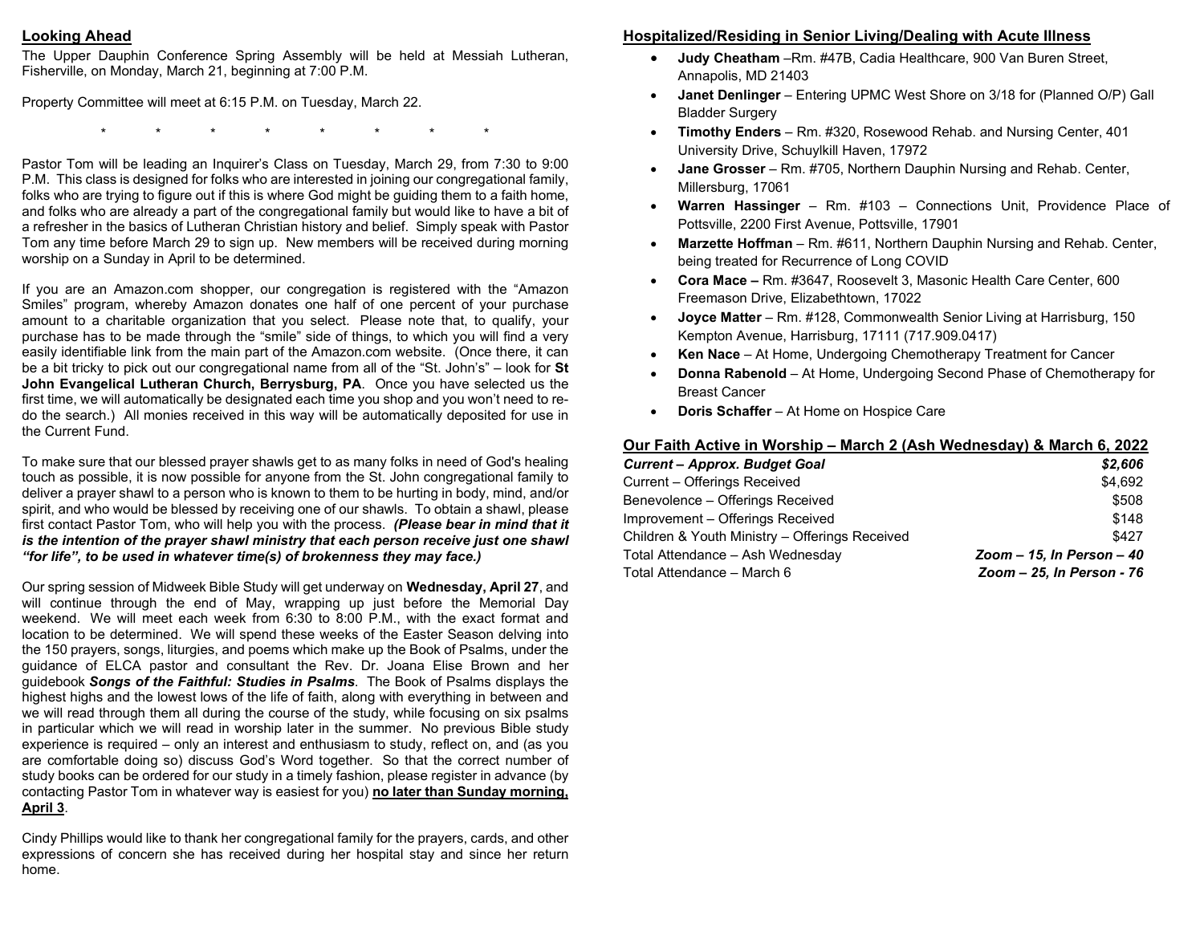## Looking Ahead

The Upper Dauphin Conference Spring Assembly will be held at Messiah Lutheran, Fisherville, on Monday, March 21, beginning at 7:00 P.M.

Property Committee will meet at 6:15 P.M. on Tuesday, March 22.

\* \* \* \* \* \* \* \*

Pastor Tom will be leading an Inquirer's Class on Tuesday, March 29, from 7:30 to 9:00 P.M. This class is designed for folks who are interested in joining our congregational family, folks who are trying to figure out if this is where God might be guiding them to a faith home, and folks who are already a part of the congregational family but would like to have a bit of a refresher in the basics of Lutheran Christian history and belief. Simply speak with Pastor Tom any time before March 29 to sign up. New members will be received during morning worship on a Sunday in April to be determined.

If you are an Amazon.com shopper, our congregation is registered with the "Amazon Smiles" program, whereby Amazon donates one half of one percent of your purchase amount to a charitable organization that you select. Please note that, to qualify, your purchase has to be made through the "smile" side of things, to which you will find a very easily identifiable link from the main part of the Amazon.com website. (Once there, it can be a bit tricky to pick out our congregational name from all of the "St. John's" – look for **St John Evangelical Lutheran Church, Berrysburg, PA**. Once you have selected us the first time, we will automatically be designated each time you shop and you won't need to re-do the search.) All monies received in this way will be automatically deposited for use in the Current Fund.

To make sure that our blessed prayer shawls get to as many folks in need of God's healing touch as possible, it is now possible for anyone from the St. John congregational family to deliver a prayer shawl to a person who is known to them to be hurting in body, mind, and/or spirit, and who would be blessed by receiving one of our shawls. To obtain a shawl, please first contact Pastor Tom, who will help you with the process. ***(Please bear in mind that it is the intention of the prayer shawl ministry that each person receive just one shawl "for life", to be used in whatever time(s) of brokenness they may face.)***

Our spring session of Midweek Bible Study will get underway on **Wednesday, April 27**, and will continue through the end of May, wrapping up just before the Memorial Day weekend. We will meet each week from 6:30 to 8:00 P.M., with the exact format and location to be determined. We will spend these weeks of the Easter Season delving into the 150 prayers, songs, liturgies, and poems which make up the Book of Psalms, under the guidance of ELCA pastor and consultant the Rev. Dr. Joana Elise Brown and her guidebook ***Songs of the Faithful: Studies in Psalms***. The Book of Psalms displays the highest highs and the lowest lows of the life of faith, along with everything in between and we will read through them all during the course of the study, while focusing on six psalms in particular which we will read in worship later in the summer. No previous Bible study experience is required – only an interest and enthusiasm to study, reflect on, and (as you are comfortable doing so) discuss God's Word together. So that the correct number of study books can be ordered for our study in a timely fashion, please register in advance (by contacting Pastor Tom in whatever way is easiest for you) **no later than Sunday morning, April 3**.

Cindy Phillips would like to thank her congregational family for the prayers, cards, and other expressions of concern she has received during her hospital stay and since her return home.

## Hospitalized/Residing in Senior Living/Dealing with Acute Illness

- **Judy Cheatham** –Rm. #47B, Cadia Healthcare, 900 Van Buren Street, Annapolis, MD 21403
- **Janet Denlinger** – Entering UPMC West Shore on 3/18 for (Planned O/P) Gall Bladder Surgery
- **Timothy Enders** – Rm. #320, Rosewood Rehab. and Nursing Center, 401 University Drive, Schuylkill Haven, 17972
- **Jane Grosser** – Rm. #705, Northern Dauphin Nursing and Rehab. Center, Millersburg, 17061
- **Warren Hassinger** – Rm. #103 – Connections Unit, Providence Place of Pottsville, 2200 First Avenue, Pottsville, 17901
- **Marzette Hoffman** – Rm. #611, Northern Dauphin Nursing and Rehab. Center, being treated for Recurrence of Long COVID
- **Cora Mace –** Rm. #3647, Roosevelt 3, Masonic Health Care Center, 600 Freemason Drive, Elizabethtown, 17022
- **Joyce Matter** – Rm. #128, Commonwealth Senior Living at Harrisburg, 150 Kempton Avenue, Harrisburg, 17111 (717.909.0417)
- **Ken Nace** – At Home, Undergoing Chemotherapy Treatment for Cancer
- **Donna Rabenold** – At Home, Undergoing Second Phase of Chemotherapy for Breast Cancer
- **Doris Schaffer** – At Home on Hospice Care

## Our Faith Active in Worship – March 2 (Ash Wednesday) & March 6, 2022

| | |
|---|---|
| ***Current – Approx. Budget Goal*** | ***$2,606*** |
| Current – Offerings Received | $4,692 |
| Benevolence – Offerings Received | $508 |
| Improvement – Offerings Received | $148 |
| Children & Youth Ministry – Offerings Received | $427 |
| Total Attendance – Ash Wednesday | *Zoom – 15, In Person – 40* |
| Total Attendance – March 6 | *Zoom – 25, In Person - 76* |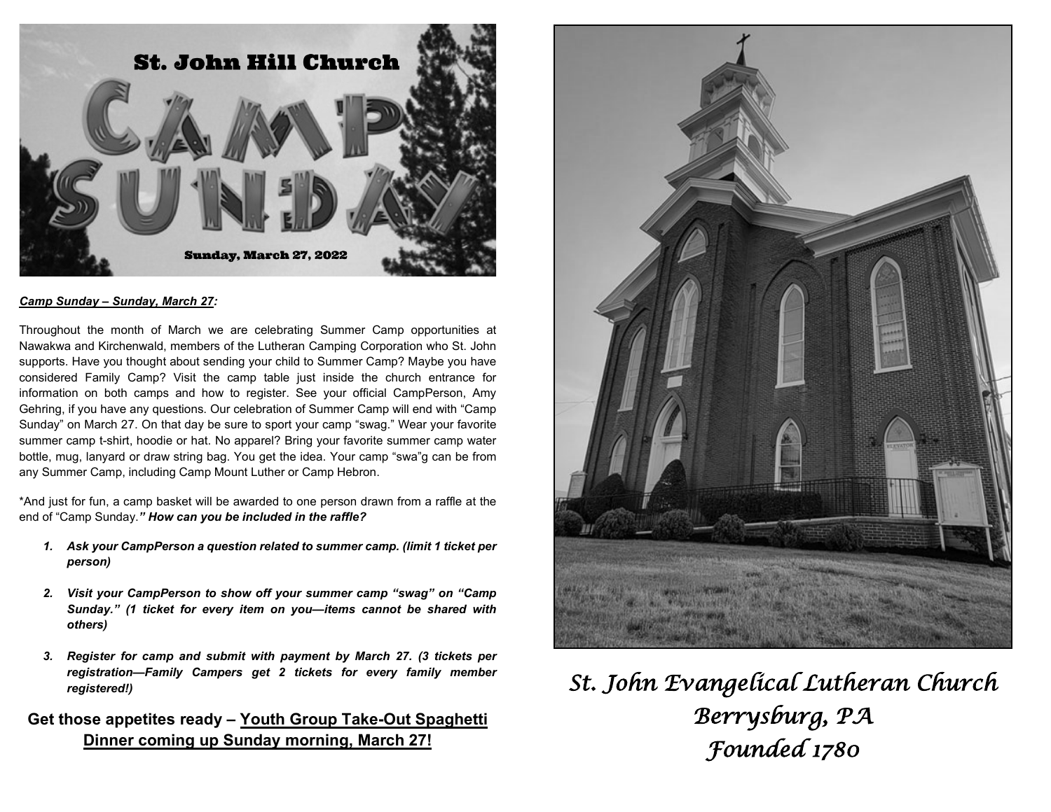St. John Hill Church

CAMP SUNDAY

Sunday, March 27, 2022

***Camp Sunday – Sunday, March 27:***

Throughout the month of March we are celebrating Summer Camp opportunities at Nawakwa and Kirchenwald, members of the Lutheran Camping Corporation who St. John supports. Have you thought about sending your child to Summer Camp? Maybe you have considered Family Camp? Visit the camp table just inside the church entrance for information on both camps and how to register. See your official CampPerson, Amy Gehring, if you have any questions. Our celebration of Summer Camp will end with "Camp Sunday" on March 27. On that day be sure to sport your camp "swag." Wear your favorite summer camp t-shirt, hoodie or hat. No apparel? Bring your favorite summer camp water bottle, mug, lanyard or draw string bag. You get the idea. Your camp "swa"g can be from any Summer Camp, including Camp Mount Luther or Camp Hebron.

*And just for fun, a camp basket will be awarded to one person drawn from a raffle at the end of "Camp Sunday.***" How can you be included in the raffle?***

1. ***Ask your CampPerson a question related to summer camp. (limit 1 ticket per person)***
2. ***Visit your CampPerson to show off your summer camp "swag" on "Camp Sunday." (1 ticket for every item on you—items cannot be shared with others)***
3. ***Register for camp and submit with payment by March 27. (3 tickets per registration—Family Campers get 2 tickets for every family member registered!)***

**Get those appetites ready – Youth Group Take-Out Spaghetti Dinner coming up Sunday morning, March 27!**

*St. John Evangelical Lutheran Church*
*Berrysburg, PA*
*Founded 1780*